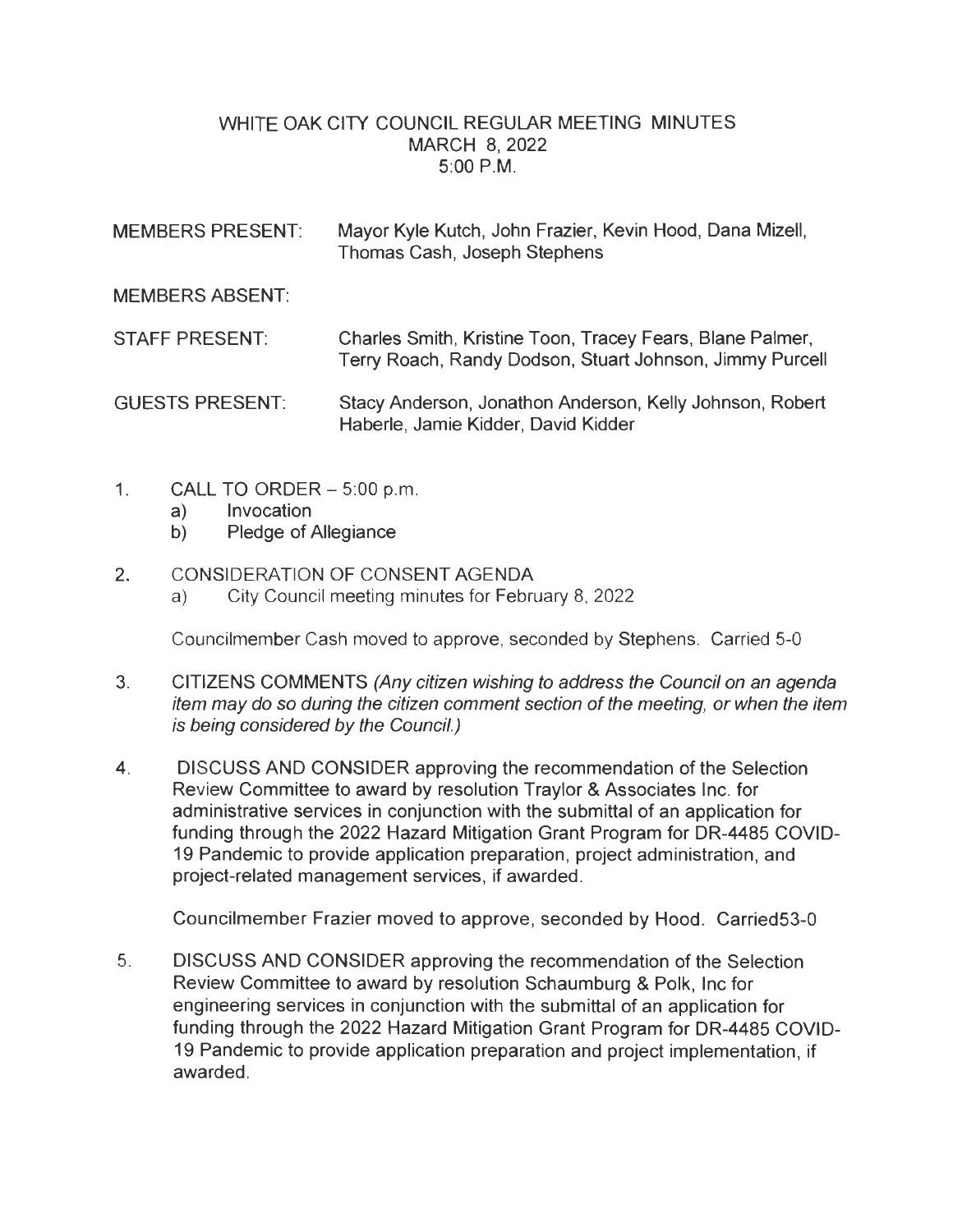# WHITE OAK CITY COUNCIL REGULAR MEETING MINUTES
## MARCH 8, 2022
## 5:00 P.M.

MEMBERS PRESENT: Mayor Kyle Kutch, John Frazier, Kevin Hood, Dana Mizell, Thomas Cash, Joseph Stephens

MEMBERS ABSENT:

STAFF PRESENT: Charles Smith, Kristine Toon, Tracey Fears, Blane Palmer, Terry Roach, Randy Dodson, Stuart Johnson, Jimmy Purcell

GUESTS PRESENT: Stacy Anderson, Jonathon Anderson, Kelly Johnson, Robert Haberle, Jamie Kidder, David Kidder

1. CALL TO ORDER – 5:00 p.m.
   a) Invocation
   b) Pledge of Allegiance

2. CONSIDERATION OF CONSENT AGENDA
   a) City Council meeting minutes for February 8, 2022

   Councilmember Cash moved to approve, seconded by Stephens. Carried 5-0

3. CITIZENS COMMENTS *(Any citizen wishing to address the Council on an agenda item may do so during the citizen comment section of the meeting, or when the item is being considered by the Council.)*

4. DISCUSS AND CONSIDER approving the recommendation of the Selection Review Committee to award by resolution Traylor & Associates Inc. for administrative services in conjunction with the submittal of an application for funding through the 2022 Hazard Mitigation Grant Program for DR-4485 COVID-19 Pandemic to provide application preparation, project administration, and project-related management services, if awarded.

   Councilmember Frazier moved to approve, seconded by Hood. Carried53-0

5. DISCUSS AND CONSIDER approving the recommendation of the Selection Review Committee to award by resolution Schaumburg & Polk, Inc for engineering services in conjunction with the submittal of an application for funding through the 2022 Hazard Mitigation Grant Program for DR-4485 COVID-19 Pandemic to provide application preparation and project implementation, if awarded.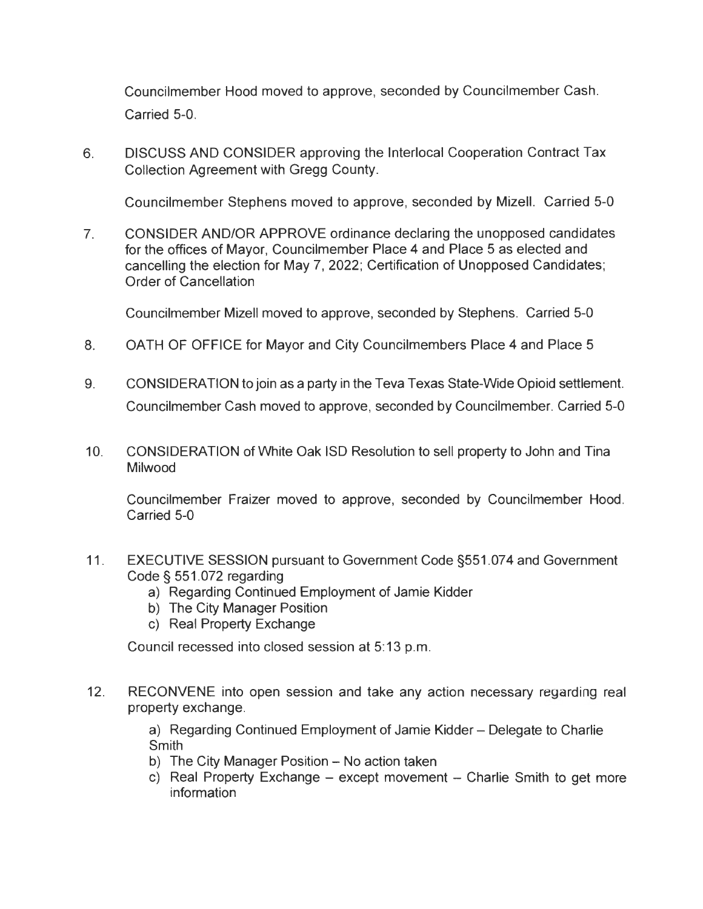Councilmember Hood moved to approve, seconded by Councilmember Cash. Carried 5-0.

6. DISCUSS AND CONSIDER approving the Interlocal Cooperation Contract Tax Collection Agreement with Gregg County.

   Councilmember Stephens moved to approve, seconded by Mizell. Carried 5-0

7. CONSIDER AND/OR APPROVE ordinance declaring the unopposed candidates for the offices of Mayor, Councilmember Place 4 and Place 5 as elected and cancelling the election for May 7, 2022; Certification of Unopposed Candidates; Order of Cancellation

   Councilmember Mizell moved to approve, seconded by Stephens. Carried 5-0

8. OATH OF OFFICE for Mayor and City Councilmembers Place 4 and Place 5

9. CONSIDERATION to join as a party in the Teva Texas State-Wide Opioid settlement.

   Councilmember Cash moved to approve, seconded by Councilmember. Carried 5-0

10. CONSIDERATION of White Oak ISD Resolution to sell property to John and Tina Milwood

    Councilmember Fraizer moved to approve, seconded by Councilmember Hood. Carried 5-0

11. EXECUTIVE SESSION pursuant to Government Code §551.074 and Government Code § 551.072 regarding
    a) Regarding Continued Employment of Jamie Kidder
    b) The City Manager Position
    c) Real Property Exchange

    Council recessed into closed session at 5:13 p.m.

12. RECONVENE into open session and take any action necessary regarding real property exchange.

    a) Regarding Continued Employment of Jamie Kidder – Delegate to Charlie Smith
    b) The City Manager Position – No action taken
    c) Real Property Exchange – except movement – Charlie Smith to get more information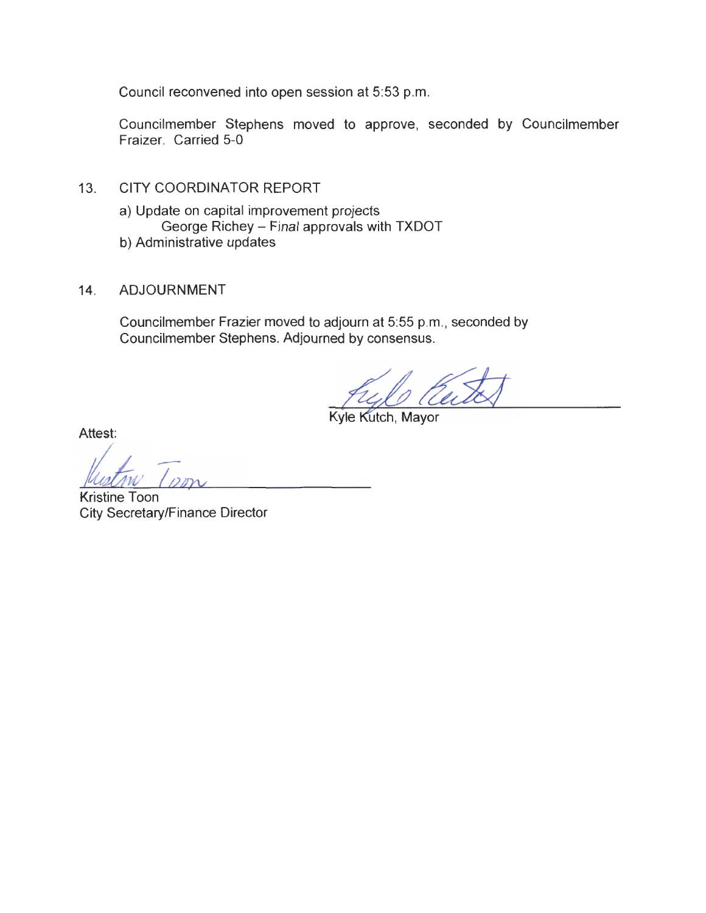Council reconvened into open session at 5:53 p.m.

Councilmember Stephens moved to approve, seconded by Councilmember Fraizer. Carried 5-0

13. CITY COORDINATOR REPORT

a) Update on capital improvement projects
   George Richey – Final approvals with TXDOT
b) Administrative updates

14. ADJOURNMENT

Councilmember Frazier moved to adjourn at 5:55 p.m., seconded by Councilmember Stephens. Adjourned by consensus.

Kyle Kutch, Mayor

Attest:

Kristine Toon
City Secretary/Finance Director